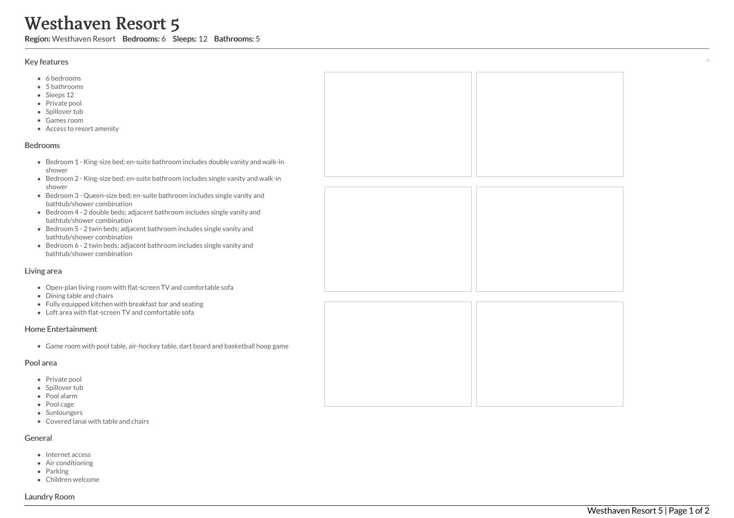# Westhaven Resort 5

**Region:** Westhaven Resort **Bedrooms:** 6 **Sleeps:** 12 **Bathrooms:** 5

## Key features

- 6 bedrooms
- 5 bathrooms
- Sleeps 12
- Private pool
- Spillover tub
- Games room
- Access to resort amenity

## Bedrooms

- Bedroom 1 - King-size bed; en-suite bathroom includes double vanity and walk-in shower
- Bedroom 2 - King-size bed; en-suite bathroom includes single vanity and walk-in shower
- Bedroom 3 - Queen-size bed; en-suite bathroom includes single vanity and bathtub/shower combination
- Bedroom 4 - 2 double beds; adjacent bathroom includes single vanity and bathtub/shower combination
- Bedroom 5 - 2 twin beds; adjacent bathroom includes single vanity and bathtub/shower combination
- Bedroom 6 - 2 twin beds; adjacent bathroom includes single vanity and bathtub/shower combination

## Living area

- Open-plan living room with flat-screen TV and comfortable sofa
- Dining table and chairs
- Fully equipped kitchen with breakfast bar and seating
- Loft area with flat-screen TV and comfortable sofa

## Home Entertainment

- Game room with pool table, air-hockey table, dart board and basketball hoop game

## Pool area

- Private pool
- Spillover tub
- Pool alarm
- Pool cage
- Sunloungers
- Covered lanai with table and chairs

## General

- Internet access
- Air conditioning
- Parking
- Children welcome

## Laundry Room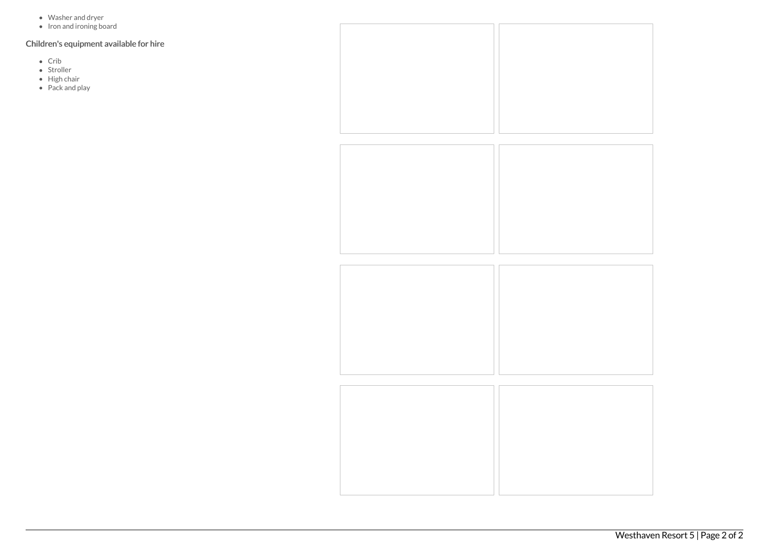- Washer and dryer
- Iron and ironing board

### Children's equipment available for hire

- Crib
- Stroller
- High chair
- Pack and play